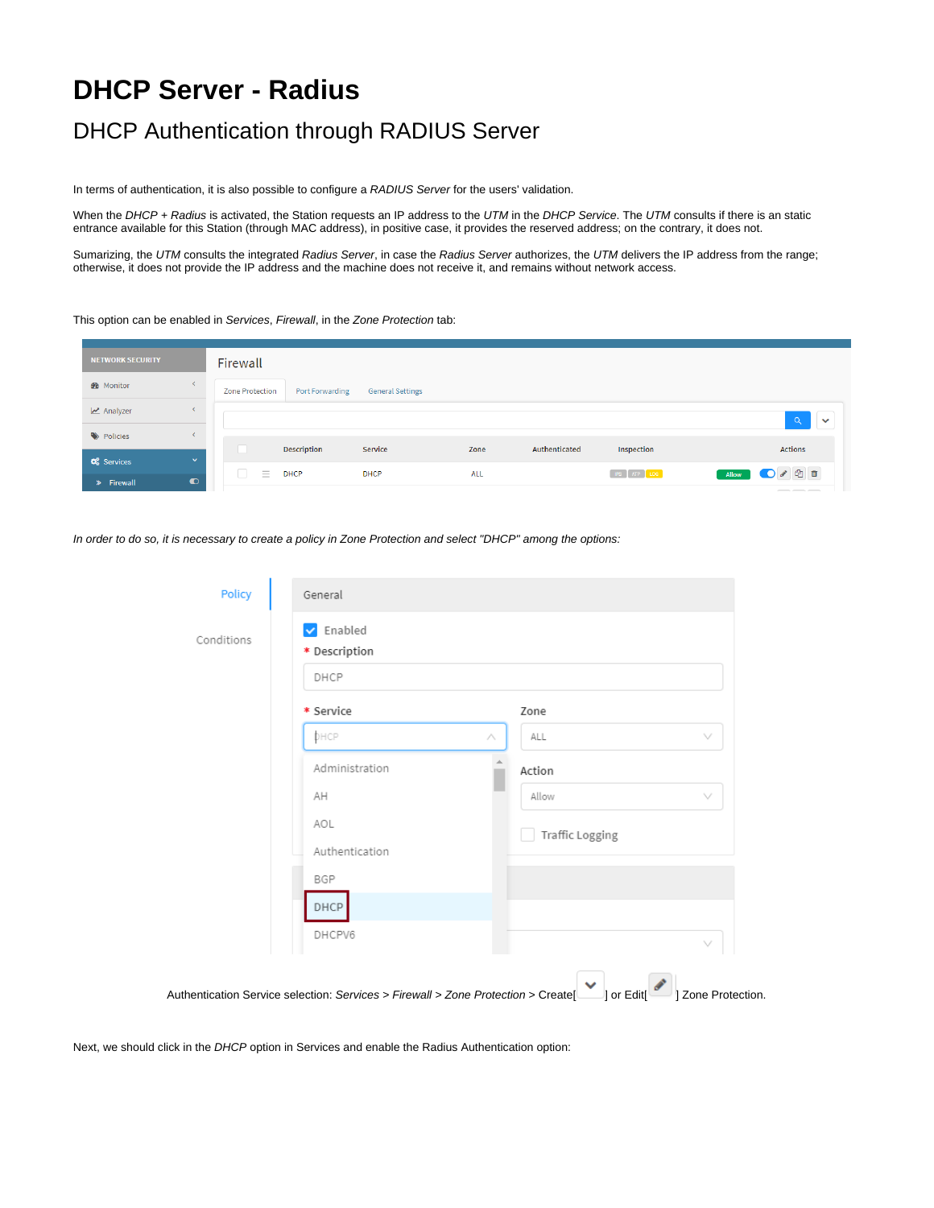# DHCP Server - Radius

## DHCP Authentication through RADIUS Server

In terms of authentication, it is also possible to configure a *RADIUS Server* for the users' validation.

When the *DHCP + Radius* is activated, the Station requests an IP address to the *UTM* in the *DHCP Service*. The *UTM* consults if there is an static entrance available for this Station (through MAC address), in positive case, it provides the reserved address; on the contrary, it does not.

Sumarizing, the *UTM* consults the integrated *Radius Server*, in case the *Radius Server* authorizes, the *UTM* delivers the IP address from the range; otherwise, it does not provide the IP address and the machine does not receive it, and remains without network access.

This option can be enabled in *Services*, *Firewall*, in the *Zone Protection* tab:

*In order to do so, it is necessary to create a policy in Zone Protection and select "DHCP" among the options:*

Authentication Service selection: *Services > Firewall > Zone Protection >* Create[ ] or Edit[ ] Zone Protection.

Next, we should click in the *DHCP* option in Services and enable the Radius Authentication option: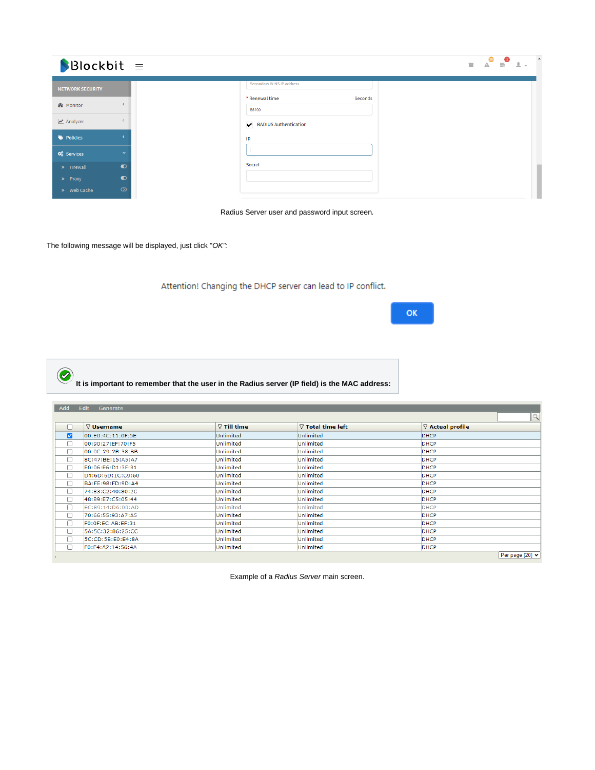Radius Server user and password input screen.

The following message will be displayed, just click "*OK*":

Attention! Changing the DHCP server can lead to IP conflict.

OK

**It is important to remember that the user in the Radius server (IP field) is the MAC address:**

| | Username | Till time | Total time left | Actual profile |
|---|---|---|---|---|
| ☑ | 00:E0:4C:11:0F:5E | Unlimited | Unlimited | DHCP |
| ☐ | 00:90:27:EF:70:F5 | Unlimited | Unlimited | DHCP |
| ☐ | 00:0C:29:2B:38:BB | Unlimited | Unlimited | DHCP |
| ☐ | 8C:47:BE:15:A5:A7 | Unlimited | Unlimited | DHCP |
| ☐ | E0:06:E6:D1:3F:31 | Unlimited | Unlimited | DHCP |
| ☐ | D4:6D:6D:1C:C9:60 | Unlimited | Unlimited | DHCP |
| ☐ | BA:FE:98:FD:9D:A4 | Unlimited | Unlimited | DHCP |
| ☐ | 74:83:C2:40:80:2C | Unlimited | Unlimited | DHCP |
| ☐ | 48:89:E7:C5:05:44 | Unlimited | Unlimited | DHCP |
| ☐ | EC:89:14:D6:00:AD | Unlimited | Unlimited | DHCP |
| ☐ | 70:66:55:93:A7:A5 | Unlimited | Unlimited | DHCP |
| ☐ | F0:0F:EC:AB:EF:31 | Unlimited | Unlimited | DHCP |
| ☐ | 5A:5C:32:86:25:CC | Unlimited | Unlimited | DHCP |
| ☐ | 5C:CD:5B:E0:E4:8A | Unlimited | Unlimited | DHCP |
| ☐ | F0:E4:A2:14:56:4A | Unlimited | Unlimited | DHCP |

Example of a *Radius Server* main screen.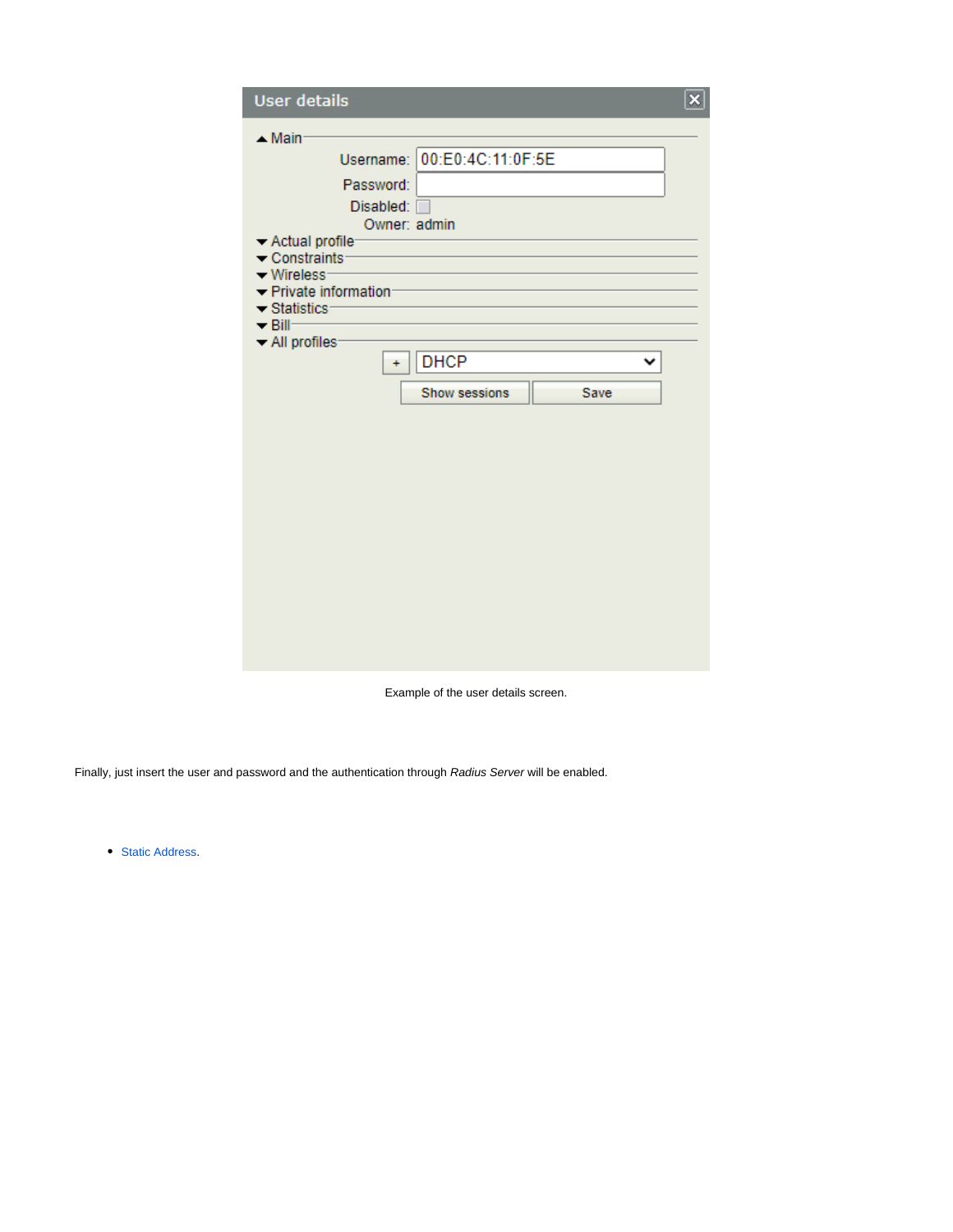Example of the user details screen.

Finally, just insert the user and password and the authentication through *Radius Server* will be enabled.

- Static Address.